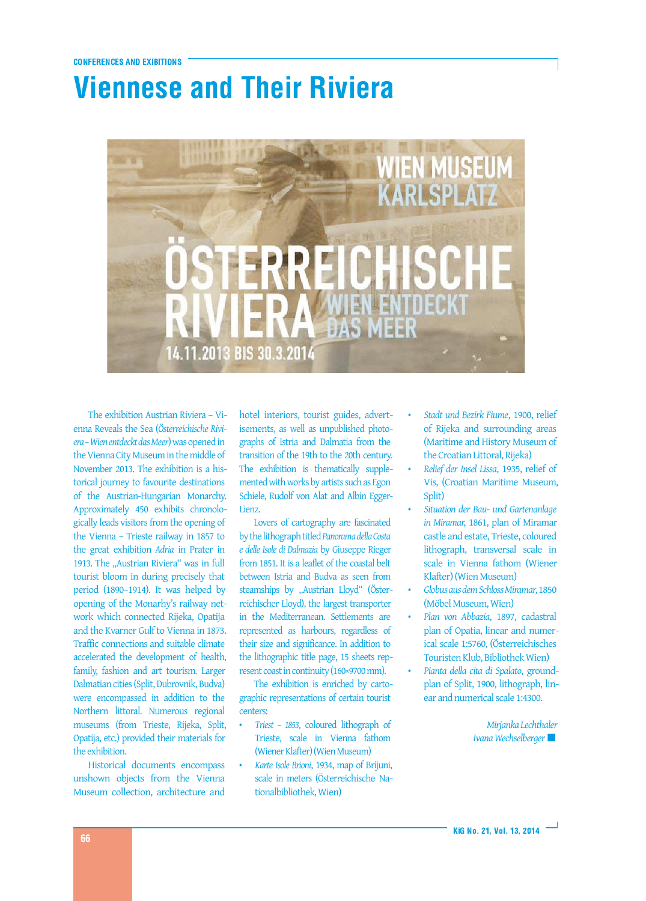CONFERENCES AND EXIBITIONS

# Viennese and Their Riviera

The exhibition Austrian Riviera – Vienna Reveals the Sea (*Österreichische Riviera – Wien entdeckt das Meer*) was opened in the Vienna City Museum in the middle of November 2013. The exhibition is a historical journey to favourite destinations of the Austrian-Hungarian Monarchy. Approximately 450 exhibits chronologically leads visitors from the opening of the Vienna – Trieste railway in 1857 to the great exhibition *Adria* in Prater in 1913. The „Austrian Riviera" was in full tourist bloom in during precisely that period (1890–1914). It was helped by opening of the Monarhy's railway network which connected Rijeka, Opatija and the Kvarner Gulf to Vienna in 1873. Traffic connections and suitable climate accelerated the development of health, family, fashion and art tourism. Larger Dalmatian cities (Split, Dubrovnik, Budva) were encompassed in addition to the Northern littoral. Numerous regional museums (from Trieste, Rijeka, Split, Opatija, etc.) provided their materials for the exhibition.

Historical documents encompass unshown objects from the Vienna Museum collection, architecture and hotel interiors, tourist guides, advertisements, as well as unpublished photographs of Istria and Dalmatia from the transition of the 19th to the 20th century. The exhibition is thematically supplemented with works by artists such as Egon Schiele, Rudolf von Alat and Albin Egger-Lienz.

Lovers of cartography are fascinated by the lithograph titled *Panorama della Costa e delle Isole di Dalmazia* by Giuseppe Rieger from 1851. It is a leaflet of the coastal belt between Istria and Budva as seen from steamships by „Austrian Lloyd" (Österreichischer Lloyd), the largest transporter in the Mediterranean. Settlements are represented as harbours, regardless of their size and significance. In addition to the lithographic title page, 15 sheets represent coast in continuity (160×9700 mm).

The exhibition is enriched by cartographic representations of certain tourist centers:

- *Triest – 1853*, coloured lithograph of Trieste, scale in Vienna fathom (Wiener Klafter) (Wien Museum)
- *Karte Isole Brioni*, 1934, map of Brijuni, scale in meters (Österreichische Nationalbibliothek, Wien)
- *Stadt und Bezirk Fiume*, 1900, relief of Rijeka and surrounding areas (Maritime and History Museum of the Croatian Littoral, Rijeka)
- *Relief der Insel Lissa*, 1935, relief of Vis, (Croatian Maritime Museum, Split)
- *Situation der Bau- und Gartenanlage in Miramar*, 1861, plan of Miramar castle and estate, Trieste, coloured lithograph, transversal scale in scale in Vienna fathom (Wiener Klafter) (Wien Museum)
- *Globus aus dem Schloss Miramar*, 1850 (Möbel Museum, Wien)
- *Plan von Abbazia*, 1897, cadastral plan of Opatia, linear and numerical scale 1:5760, (Österreichisches Touristen Klub, Bibliothek Wien)
- *Pianta della cita di Spalato*, groundplan of Split, 1900, lithograph, linear and numerical scale 1:4300.

*Mirjanka Lechthaler*
*Ivana Wechselberger*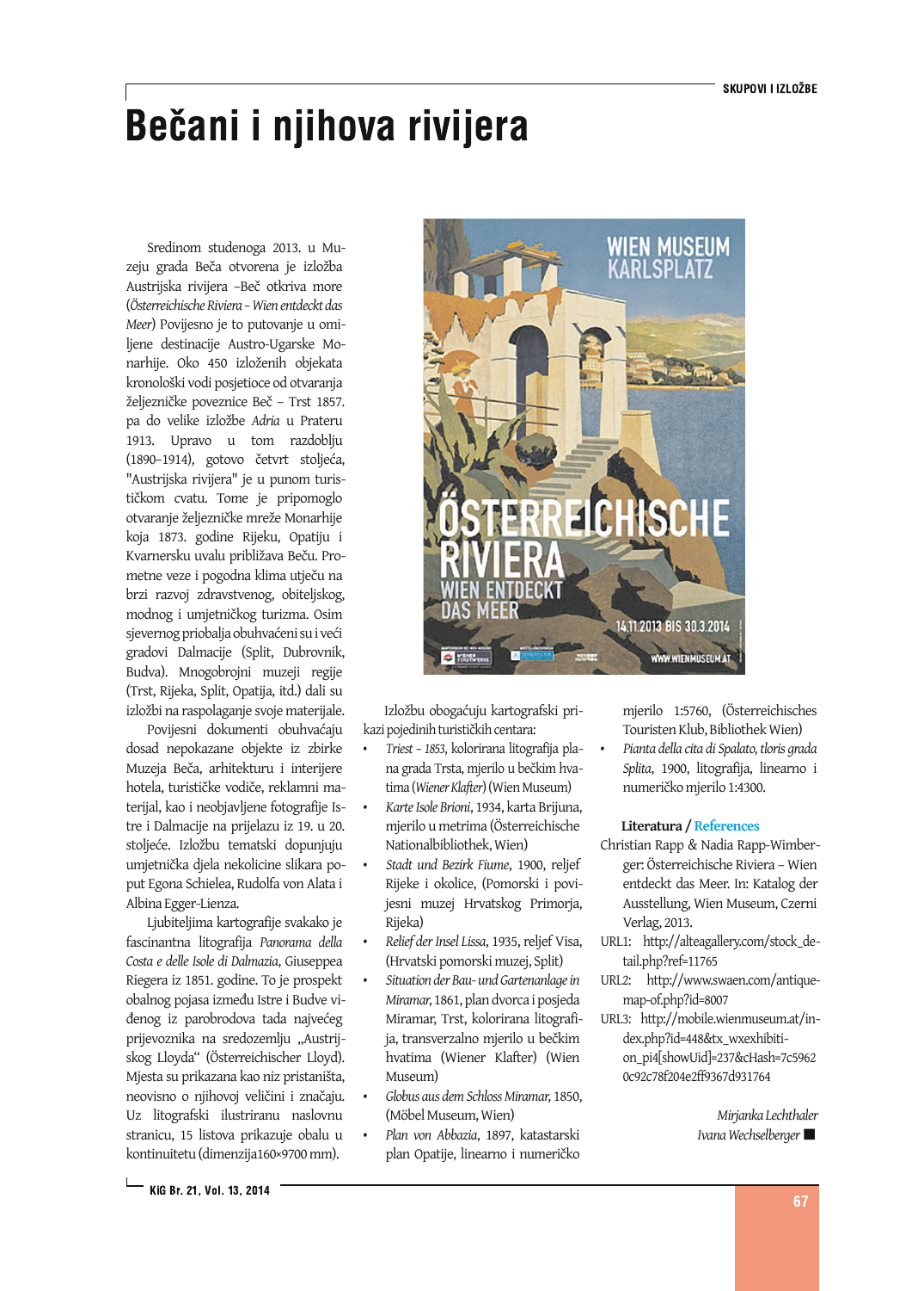# Bečani i njihova rivijera

Sredinom studenoga 2013. u Muzeju grada Beča otvorena je izložba Austrijska rivijera –Beč otkriva more (*Österreichische Riviera – Wien entdeckt das Meer*) Povijesno je to putovanje u omiljene destinacije Austro-Ugarske Monarhije. Oko 450 izloženih objekata kronološki vodi posjetioce od otvaranja željezničke poveznice Beč – Trst 1857. pa do velike izložbe *Adria* u Prateru 1913. Upravo u tom razdoblju (1890–1914), gotovo četvrt stoljeća, "Austrijska rivijera" je u punom turističkom cvatu. Tome je pripomoglo otvaranje željezničke mreže Monarhije koja 1873. godine Rijeku, Opatiju i Kvarnersku uvalu približava Beču. Prometne veze i pogodna klima utječu na brzi razvoj zdravstvenog, obiteljskog, modnog i umjetničkog turizma. Osim sjevernog priobalja obuhvaćeni su i veći gradovi Dalmacije (Split, Dubrovnik, Budva). Mnogobrojni muzeji regije (Trst, Rijeka, Split, Opatija, itd.) dali su izložbi na raspolaganje svoje materijale.

Povijesni dokumenti obuhvaćaju dosad nepokazane objekte iz zbirke Muzeja Beča, arhitekturu i interijere hotela, turističke vodiče, reklamni materijal, kao i neobjavljene fotografije Istre i Dalmacije na prijelazu iz 19. u 20. stoljeće. Izložbu tematski dopunjuju umjetnička djela nekolicine slikara poput Egona Schielea, Rudolfa von Alata i Albina Egger-Lienza.

Ljubiteljima kartografije svakako je fascinantna litografija *Panorama della Costa e delle Isole di Dalmazia*, Giuseppea Riegera iz 1851. godine. To je prospekt obalnog pojasa između Istre i Budve viđenog iz parobrodova tada najvećeg prijevoznika na sredozemlju „Austrijskog Lloyda“ (Österreichischer Lloyd). Mjesta su prikazana kao niz pristaništa, neovisno o njihovoj veličini i značaju. Uz litografski ilustriranu naslovnu stranicu, 15 listova prikazuje obalu u kontinuitetu (dimenzija160×9700 mm).

Izložbu obogaćuju kartografski prikazi pojedinih turističkih mjesta:

- *Triest – 1853*, kolorirana litografija plana grada Trsta, mjerilo u bečkim hvatima (*Wiener Klafter*) (Wien Museum)
- *Karte Isole Brioni*, 1934, karta Brijuna, mjerilo u metrima (Österreichische Nationalbibliothek, Wien)
- *Stadt und Bezirk Fiume*, 1900, reljef Rijeke i okolice, (Pomorski i povijesni muzej Hrvatskog Primorja, Rijeka)
- *Relief der Insel Lissa*, 1935, reljef Visa, (Hrvatski pomorski muzej, Split)
- *Situation der Bau- und Gartenanlage in Miramar*, 1861, plan dvorca i posjeda Miramar, Trst, kolorirana litografija, transverzalno mjerilo u bečkim hvatima (Wiener Klafter) (Wien Museum)
- *Globus aus dem Schloss Miramar*, 1850, (Möbel Museum, Wien)
- *Plan von Abbazia*, 1897, katastarski plan Opatije, linearno i numeričko mjerilo 1:5760, (Österreichisches Touristen Klub, Bibliothek Wien)
- *Pianta della cita di Spalato, tloris grada Splita*, 1900, litografija, linearno i numeričko mjerilo 1:4300.

**Literatura / References**

Christian Rapp & Nadia Rapp-Wimberger: Österreichische Riviera – Wien entdeckt das Meer. In: Katalog der Ausstellung, Wien Museum, Czerni Verlag, 2013.

URL1: http://alteagallery.com/stock_detail.php?ref=11765

URL2: http://www.swaen.com/antique-map-of.php?id=8007

URL3: http://mobile.wienmuseum.at/index.php?id=448&tx_wxexhibition_pi4[showUid]=237&cHash=7c59620c92c78f204e2ff9367d931764

*Mirjanka Lechthaler*
*Ivana Wechselberger*